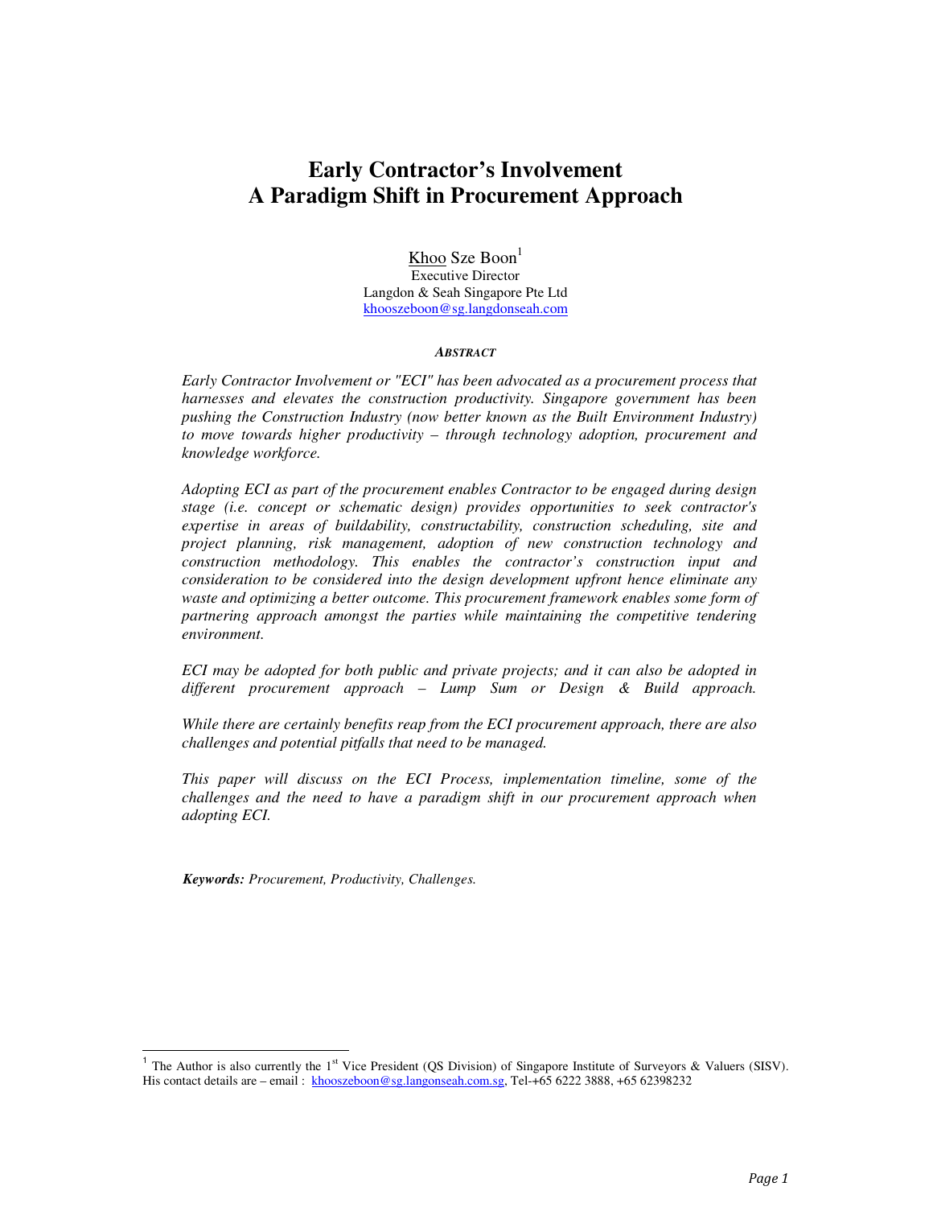# Early Contractor's Involvement
# A Paradigm Shift in Procurement Approach

Khoo Sze Boon[1]
Executive Director
Langdon & Seah Singapore Pte Ltd
khooszeboon@sg.langdonseah.com

***ABSTRACT***

*Early Contractor Involvement or "ECI" has been advocated as a procurement process that harnesses and elevates the construction productivity. Singapore government has been pushing the Construction Industry (now better known as the Built Environment Industry) to move towards higher productivity – through technology adoption, procurement and knowledge workforce.*

*Adopting ECI as part of the procurement enables Contractor to be engaged during design stage (i.e. concept or schematic design) provides opportunities to seek contractor's expertise in areas of buildability, constructability, construction scheduling, site and project planning, risk management, adoption of new construction technology and construction methodology. This enables the contractor's construction input and consideration to be considered into the design development upfront hence eliminate any waste and optimizing a better outcome. This procurement framework enables some form of partnering approach amongst the parties while maintaining the competitive tendering environment.*

*ECI may be adopted for both public and private projects; and it can also be adopted in different procurement approach – Lump Sum or Design & Build approach.*

*While there are certainly benefits reap from the ECI procurement approach, there are also challenges and potential pitfalls that need to be managed.*

*This paper will discuss on the ECI Process, implementation timeline, some of the challenges and the need to have a paradigm shift in our procurement approach when adopting ECI.*

***Keywords:*** *Procurement, Productivity, Challenges.*

---

[1] The Author is also currently the 1st Vice President (QS Division) of Singapore Institute of Surveyors & Valuers (SISV). His contact details are – email : khooszeboon@sg.langonseah.com.sg, Tel-+65 6222 3888, +65 62398232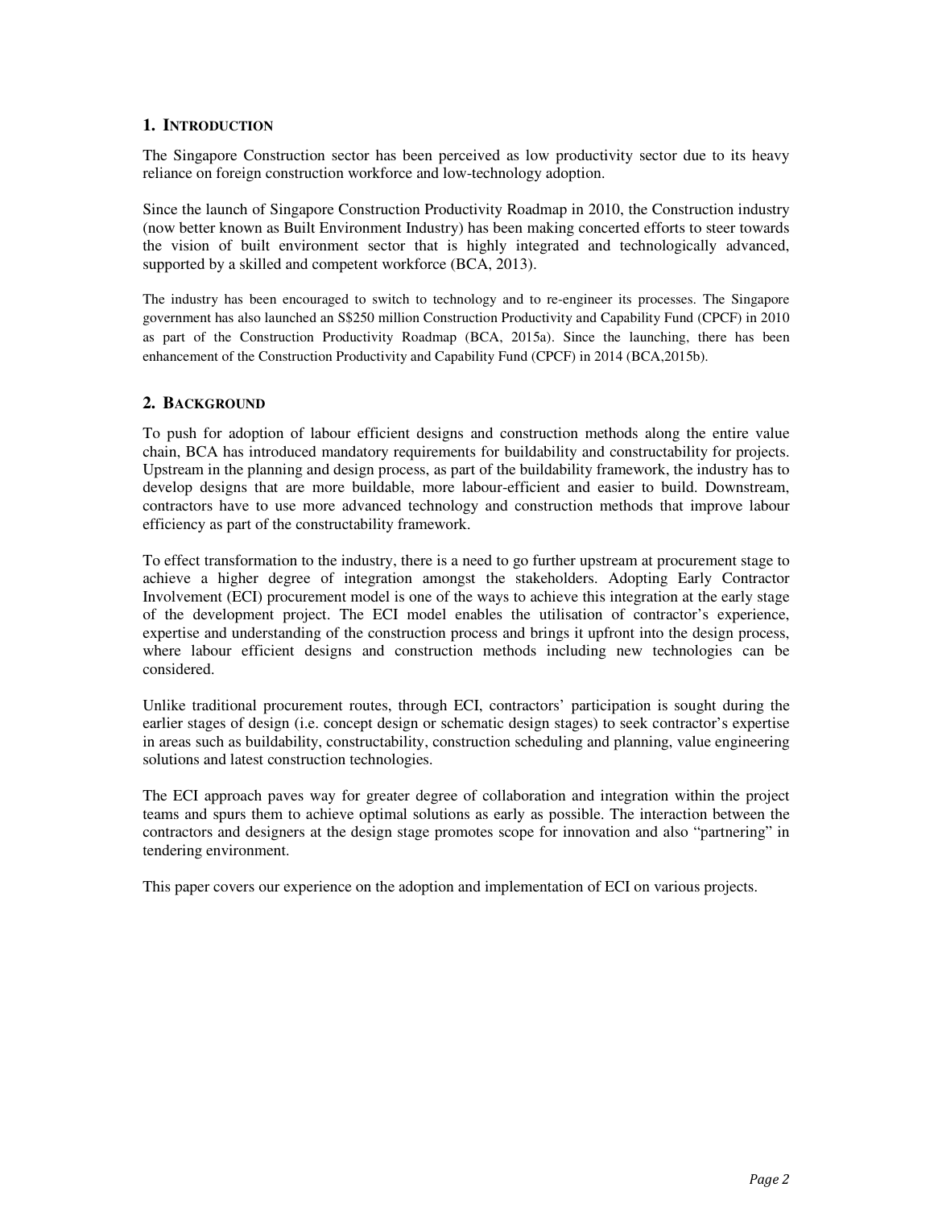## 1. INTRODUCTION

The Singapore Construction sector has been perceived as low productivity sector due to its heavy reliance on foreign construction workforce and low-technology adoption.

Since the launch of Singapore Construction Productivity Roadmap in 2010, the Construction industry (now better known as Built Environment Industry) has been making concerted efforts to steer towards the vision of built environment sector that is highly integrated and technologically advanced, supported by a skilled and competent workforce (BCA, 2013).

The industry has been encouraged to switch to technology and to re-engineer its processes. The Singapore government has also launched an S$250 million Construction Productivity and Capability Fund (CPCF) in 2010 as part of the Construction Productivity Roadmap (BCA, 2015a). Since the launching, there has been enhancement of the Construction Productivity and Capability Fund (CPCF) in 2014 (BCA,2015b).

## 2. BACKGROUND

To push for adoption of labour efficient designs and construction methods along the entire value chain, BCA has introduced mandatory requirements for buildability and constructability for projects. Upstream in the planning and design process, as part of the buildability framework, the industry has to develop designs that are more buildable, more labour-efficient and easier to build. Downstream, contractors have to use more advanced technology and construction methods that improve labour efficiency as part of the constructability framework.

To effect transformation to the industry, there is a need to go further upstream at procurement stage to achieve a higher degree of integration amongst the stakeholders. Adopting Early Contractor Involvement (ECI) procurement model is one of the ways to achieve this integration at the early stage of the development project. The ECI model enables the utilisation of contractor's experience, expertise and understanding of the construction process and brings it upfront into the design process, where labour efficient designs and construction methods including new technologies can be considered.

Unlike traditional procurement routes, through ECI, contractors' participation is sought during the earlier stages of design (i.e. concept design or schematic design stages) to seek contractor's expertise in areas such as buildability, constructability, construction scheduling and planning, value engineering solutions and latest construction technologies.

The ECI approach paves way for greater degree of collaboration and integration within the project teams and spurs them to achieve optimal solutions as early as possible. The interaction between the contractors and designers at the design stage promotes scope for innovation and also "partnering" in tendering environment.

This paper covers our experience on the adoption and implementation of ECI on various projects.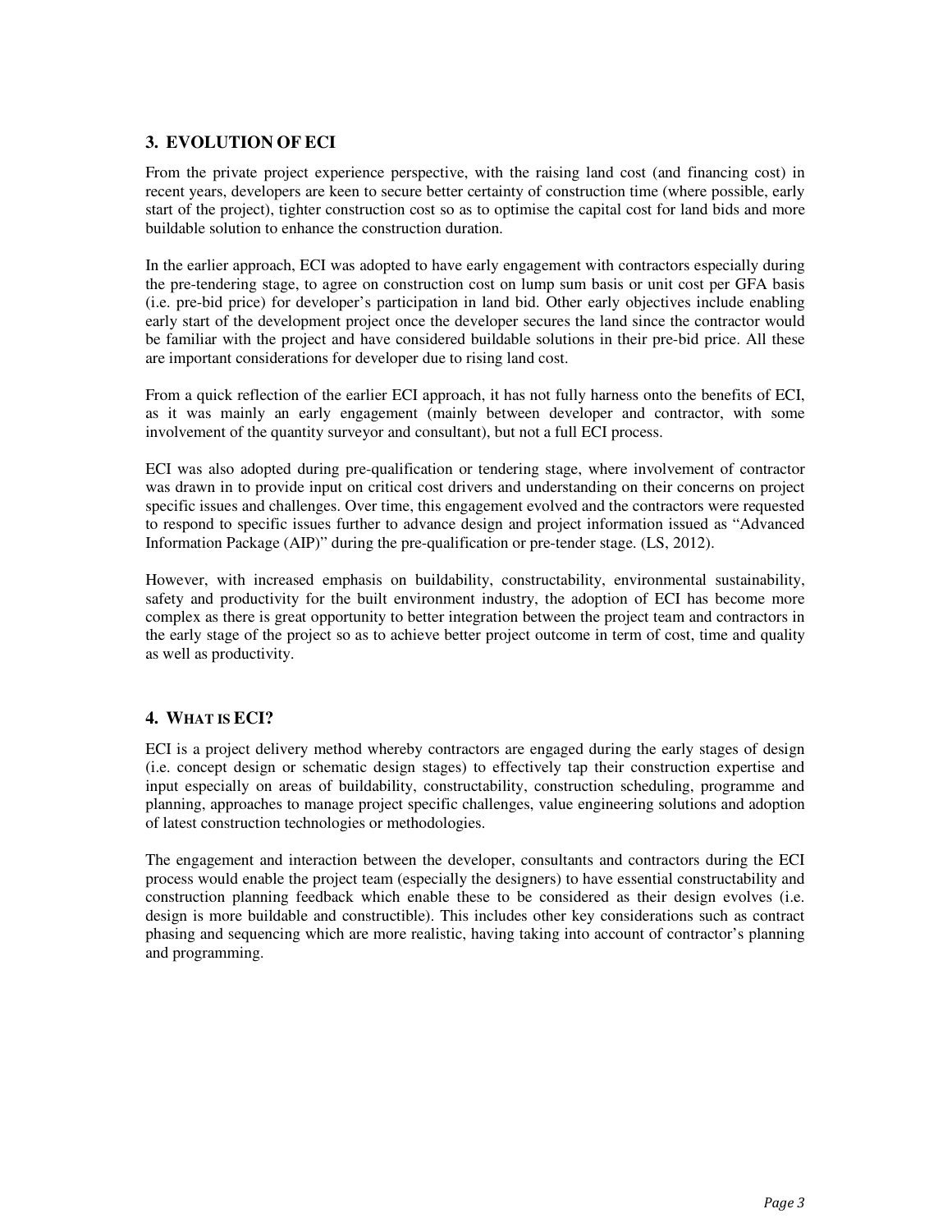## 3. EVOLUTION OF ECI

From the private project experience perspective, with the raising land cost (and financing cost) in recent years, developers are keen to secure better certainty of construction time (where possible, early start of the project), tighter construction cost so as to optimise the capital cost for land bids and more buildable solution to enhance the construction duration.

In the earlier approach, ECI was adopted to have early engagement with contractors especially during the pre-tendering stage, to agree on construction cost on lump sum basis or unit cost per GFA basis (i.e. pre-bid price) for developer's participation in land bid. Other early objectives include enabling early start of the development project once the developer secures the land since the contractor would be familiar with the project and have considered buildable solutions in their pre-bid price. All these are important considerations for developer due to rising land cost.

From a quick reflection of the earlier ECI approach, it has not fully harness onto the benefits of ECI, as it was mainly an early engagement (mainly between developer and contractor, with some involvement of the quantity surveyor and consultant), but not a full ECI process.

ECI was also adopted during pre-qualification or tendering stage, where involvement of contractor was drawn in to provide input on critical cost drivers and understanding on their concerns on project specific issues and challenges. Over time, this engagement evolved and the contractors were requested to respond to specific issues further to advance design and project information issued as "Advanced Information Package (AIP)" during the pre-qualification or pre-tender stage. (LS, 2012).

However, with increased emphasis on buildability, constructability, environmental sustainability, safety and productivity for the built environment industry, the adoption of ECI has become more complex as there is great opportunity to better integration between the project team and contractors in the early stage of the project so as to achieve better project outcome in term of cost, time and quality as well as productivity.

## 4. WHAT IS ECI?

ECI is a project delivery method whereby contractors are engaged during the early stages of design (i.e. concept design or schematic design stages) to effectively tap their construction expertise and input especially on areas of buildability, constructability, construction scheduling, programme and planning, approaches to manage project specific challenges, value engineering solutions and adoption of latest construction technologies or methodologies.

The engagement and interaction between the developer, consultants and contractors during the ECI process would enable the project team (especially the designers) to have essential constructability and construction planning feedback which enable these to be considered as their design evolves (i.e. design is more buildable and constructible). This includes other key considerations such as contract phasing and sequencing which are more realistic, having taking into account of contractor's planning and programming.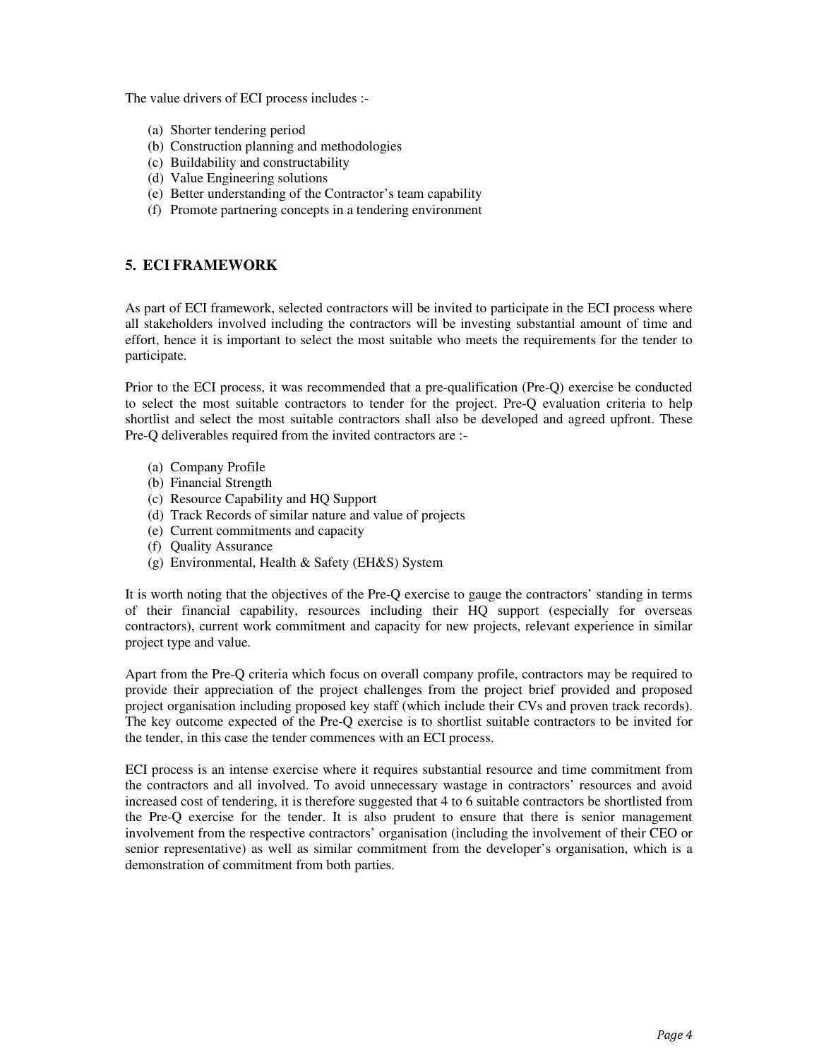The value drivers of ECI process includes :-

(a) Shorter tendering period
(b) Construction planning and methodologies
(c) Buildability and constructability
(d) Value Engineering solutions
(e) Better understanding of the Contractor's team capability
(f) Promote partnering concepts in a tendering environment

## 5. ECI FRAMEWORK

As part of ECI framework, selected contractors will be invited to participate in the ECI process where all stakeholders involved including the contractors will be investing substantial amount of time and effort, hence it is important to select the most suitable who meets the requirements for the tender to participate.

Prior to the ECI process, it was recommended that a pre-qualification (Pre-Q) exercise be conducted to select the most suitable contractors to tender for the project. Pre-Q evaluation criteria to help shortlist and select the most suitable contractors shall also be developed and agreed upfront. These Pre-Q deliverables required from the invited contractors are :-

(a) Company Profile
(b) Financial Strength
(c) Resource Capability and HQ Support
(d) Track Records of similar nature and value of projects
(e) Current commitments and capacity
(f) Quality Assurance
(g) Environmental, Health & Safety (EH&S) System

It is worth noting that the objectives of the Pre-Q exercise to gauge the contractors' standing in terms of their financial capability, resources including their HQ support (especially for overseas contractors), current work commitment and capacity for new projects, relevant experience in similar project type and value.

Apart from the Pre-Q criteria which focus on overall company profile, contractors may be required to provide their appreciation of the project challenges from the project brief provided and proposed project organisation including proposed key staff (which include their CVs and proven track records). The key outcome expected of the Pre-Q exercise is to shortlist suitable contractors to be invited for the tender, in this case the tender commences with an ECI process.

ECI process is an intense exercise where it requires substantial resource and time commitment from the contractors and all involved. To avoid unnecessary wastage in contractors' resources and avoid increased cost of tendering, it is therefore suggested that 4 to 6 suitable contractors be shortlisted from the Pre-Q exercise for the tender. It is also prudent to ensure that there is senior management involvement from the respective contractors' organisation (including the involvement of their CEO or senior representative) as well as similar commitment from the developer's organisation, which is a demonstration of commitment from both parties.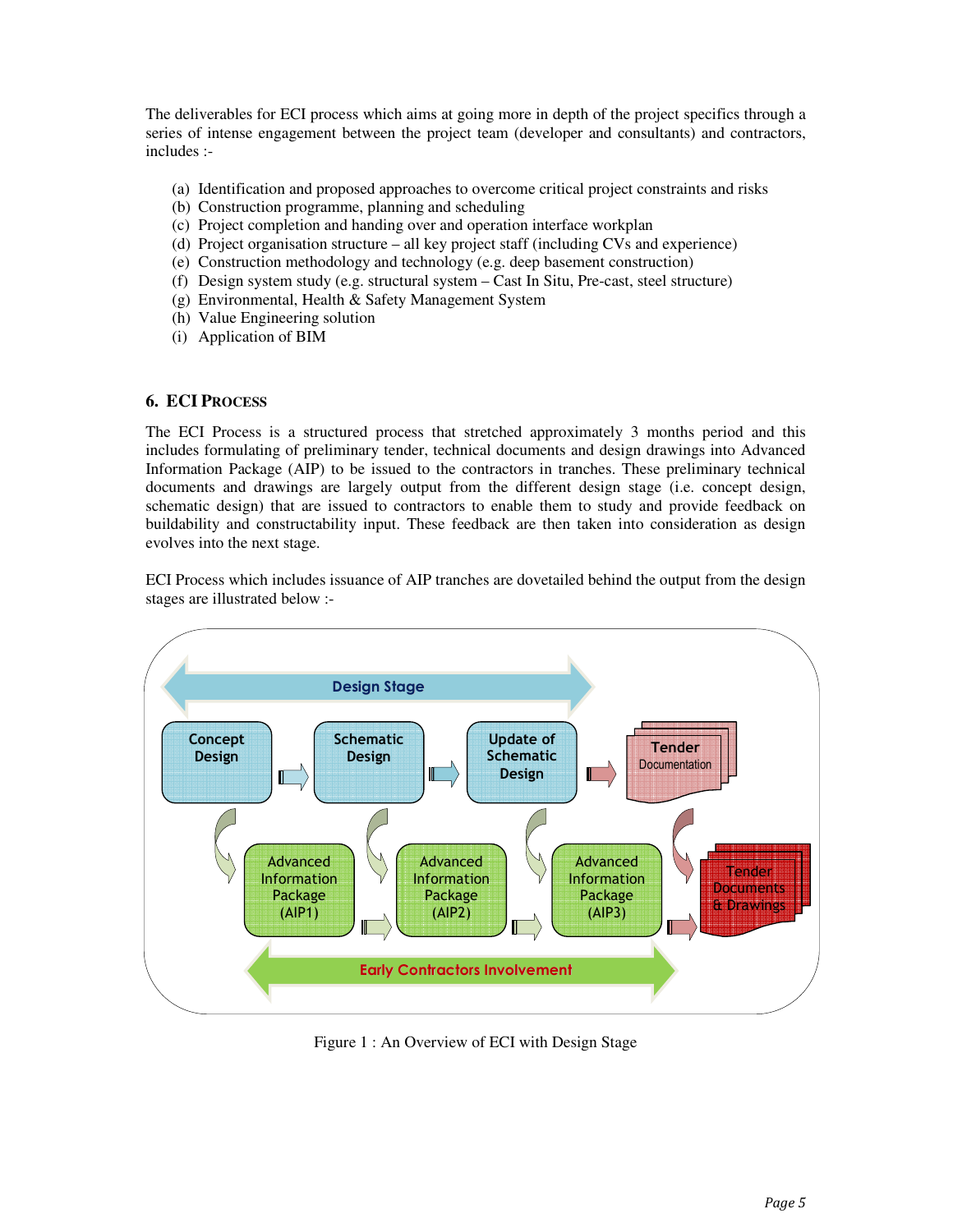The deliverables for ECI process which aims at going more in depth of the project specifics through a series of intense engagement between the project team (developer and consultants) and contractors, includes :-

(a) Identification and proposed approaches to overcome critical project constraints and risks
(b) Construction programme, planning and scheduling
(c) Project completion and handing over and operation interface workplan
(d) Project organisation structure – all key project staff (including CVs and experience)
(e) Construction methodology and technology (e.g. deep basement construction)
(f) Design system study (e.g. structural system – Cast In Situ, Pre-cast, steel structure)
(g) Environmental, Health & Safety Management System
(h) Value Engineering solution
(i) Application of BIM

## 6. ECI Process

The ECI Process is a structured process that stretched approximately 3 months period and this includes formulating of preliminary tender, technical documents and design drawings into Advanced Information Package (AIP) to be issued to the contractors in tranches. These preliminary technical documents and drawings are largely output from the different design stage (i.e. concept design, schematic design) that are issued to contractors to enable them to study and provide feedback on buildability and constructability input. These feedback are then taken into consideration as design evolves into the next stage.

ECI Process which includes issuance of AIP tranches are dovetailed behind the output from the design stages are illustrated below :-

Design Stage

Concept Design → Schematic Design → Update of Schematic Design → Tender Documentation

Advanced Information Package (AIP1) → Advanced Information Package (AIP2) → Advanced Information Package (AIP3) → Tender Documents & Drawings

Early Contractors Involvement

Figure 1 : An Overview of ECI with Design Stage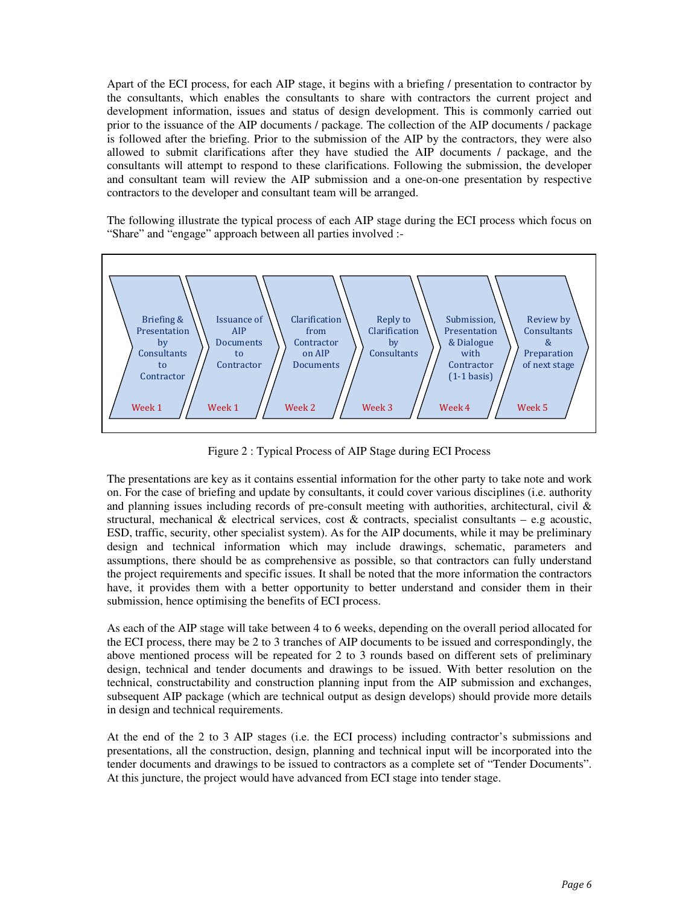Apart of the ECI process, for each AIP stage, it begins with a briefing / presentation to contractor by the consultants, which enables the consultants to share with contractors the current project and development information, issues and status of design development. This is commonly carried out prior to the issuance of the AIP documents / package. The collection of the AIP documents / package is followed after the briefing. Prior to the submission of the AIP by the contractors, they were also allowed to submit clarifications after they have studied the AIP documents / package, and the consultants will attempt to respond to these clarifications. Following the submission, the developer and consultant team will review the AIP submission and a one-on-one presentation by respective contractors to the developer and consultant team will be arranged.

The following illustrate the typical process of each AIP stage during the ECI process which focus on "Share" and "engage" approach between all parties involved :-

| Briefing & Presentation by Consultants to Contractor | Issuance of AIP Documents to Contractor | Clarification from Contractor on AIP Documents | Reply to Clarification by Consultants | Submission, Presentation & Dialogue with Contractor (1-1 basis) | Review by Consultants & Preparation of next stage |
|---|---|---|---|---|---|
| Week 1 | Week 1 | Week 2 | Week 3 | Week 4 | Week 5 |

Figure 2 : Typical Process of AIP Stage during ECI Process

The presentations are key as it contains essential information for the other party to take note and work on. For the case of briefing and update by consultants, it could cover various disciplines (i.e. authority and planning issues including records of pre-consult meeting with authorities, architectural, civil & structural, mechanical & electrical services, cost & contracts, specialist consultants – e.g acoustic, ESD, traffic, security, other specialist system). As for the AIP documents, while it may be preliminary design and technical information which may include drawings, schematic, parameters and assumptions, there should be as comprehensive as possible, so that contractors can fully understand the project requirements and specific issues. It shall be noted that the more information the contractors have, it provides them with a better opportunity to better understand and consider them in their submission, hence optimising the benefits of ECI process.

As each of the AIP stage will take between 4 to 6 weeks, depending on the overall period allocated for the ECI process, there may be 2 to 3 tranches of AIP documents to be issued and correspondingly, the above mentioned process will be repeated for 2 to 3 rounds based on different sets of preliminary design, technical and tender documents and drawings to be issued. With better resolution on the technical, constructability and construction planning input from the AIP submission and exchanges, subsequent AIP package (which are technical output as design develops) should provide more details in design and technical requirements.

At the end of the 2 to 3 AIP stages (i.e. the ECI process) including contractor's submissions and presentations, all the construction, design, planning and technical input will be incorporated into the tender documents and drawings to be issued to contractors as a complete set of "Tender Documents". At this juncture, the project would have advanced from ECI stage into tender stage.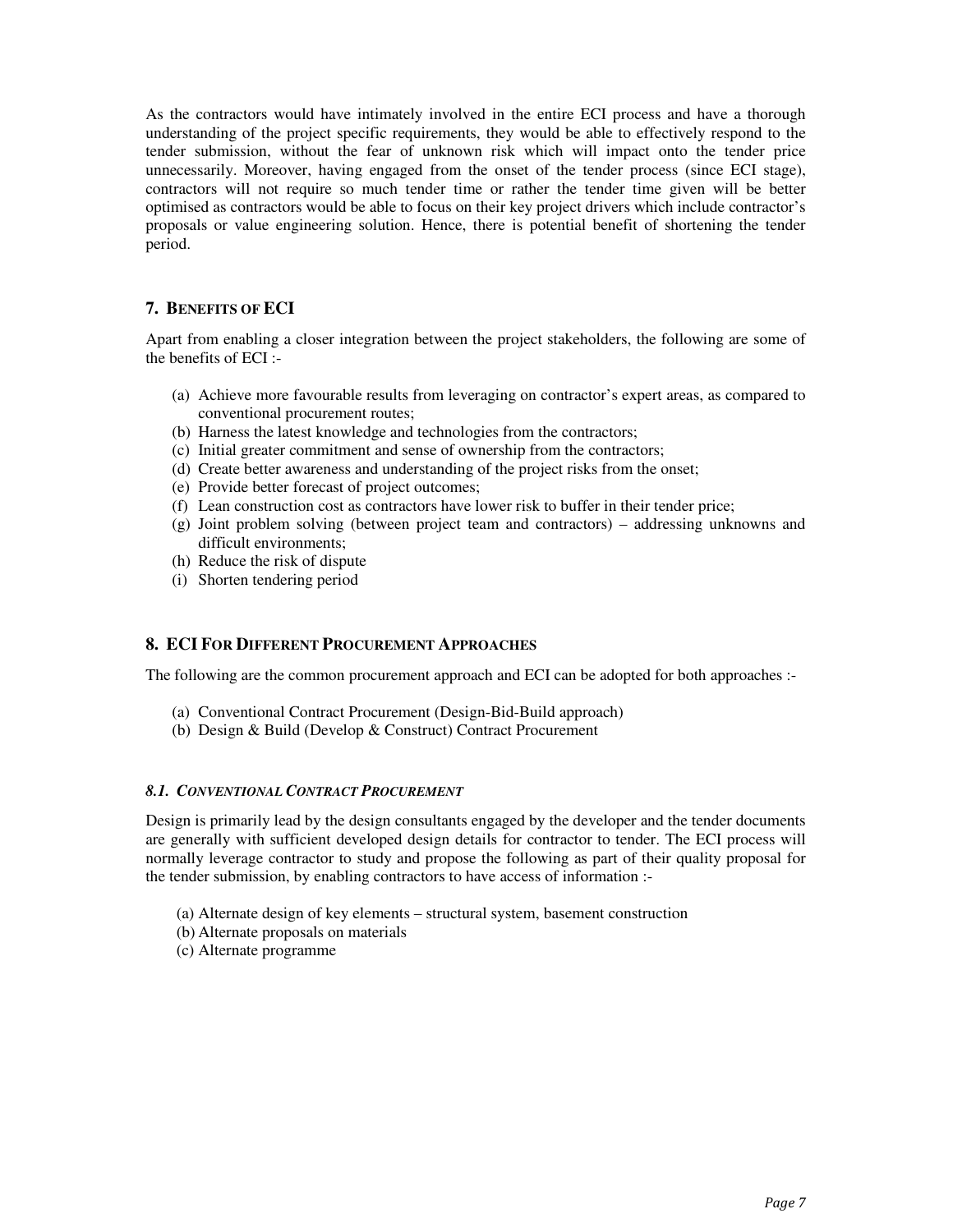As the contractors would have intimately involved in the entire ECI process and have a thorough understanding of the project specific requirements, they would be able to effectively respond to the tender submission, without the fear of unknown risk which will impact onto the tender price unnecessarily. Moreover, having engaged from the onset of the tender process (since ECI stage), contractors will not require so much tender time or rather the tender time given will be better optimised as contractors would be able to focus on their key project drivers which include contractor's proposals or value engineering solution. Hence, there is potential benefit of shortening the tender period.

## 7. BENEFITS OF ECI

Apart from enabling a closer integration between the project stakeholders, the following are some of the benefits of ECI :-

(a) Achieve more favourable results from leveraging on contractor's expert areas, as compared to conventional procurement routes;
(b) Harness the latest knowledge and technologies from the contractors;
(c) Initial greater commitment and sense of ownership from the contractors;
(d) Create better awareness and understanding of the project risks from the onset;
(e) Provide better forecast of project outcomes;
(f) Lean construction cost as contractors have lower risk to buffer in their tender price;
(g) Joint problem solving (between project team and contractors) – addressing unknowns and difficult environments;
(h) Reduce the risk of dispute
(i) Shorten tendering period

## 8. ECI FOR DIFFERENT PROCUREMENT APPROACHES

The following are the common procurement approach and ECI can be adopted for both approaches :-

(a) Conventional Contract Procurement (Design-Bid-Build approach)
(b) Design & Build (Develop & Construct) Contract Procurement

### *8.1. CONVENTIONAL CONTRACT PROCUREMENT*

Design is primarily lead by the design consultants engaged by the developer and the tender documents are generally with sufficient developed design details for contractor to tender. The ECI process will normally leverage contractor to study and propose the following as part of their quality proposal for the tender submission, by enabling contractors to have access of information :-

(a) Alternate design of key elements – structural system, basement construction
(b) Alternate proposals on materials
(c) Alternate programme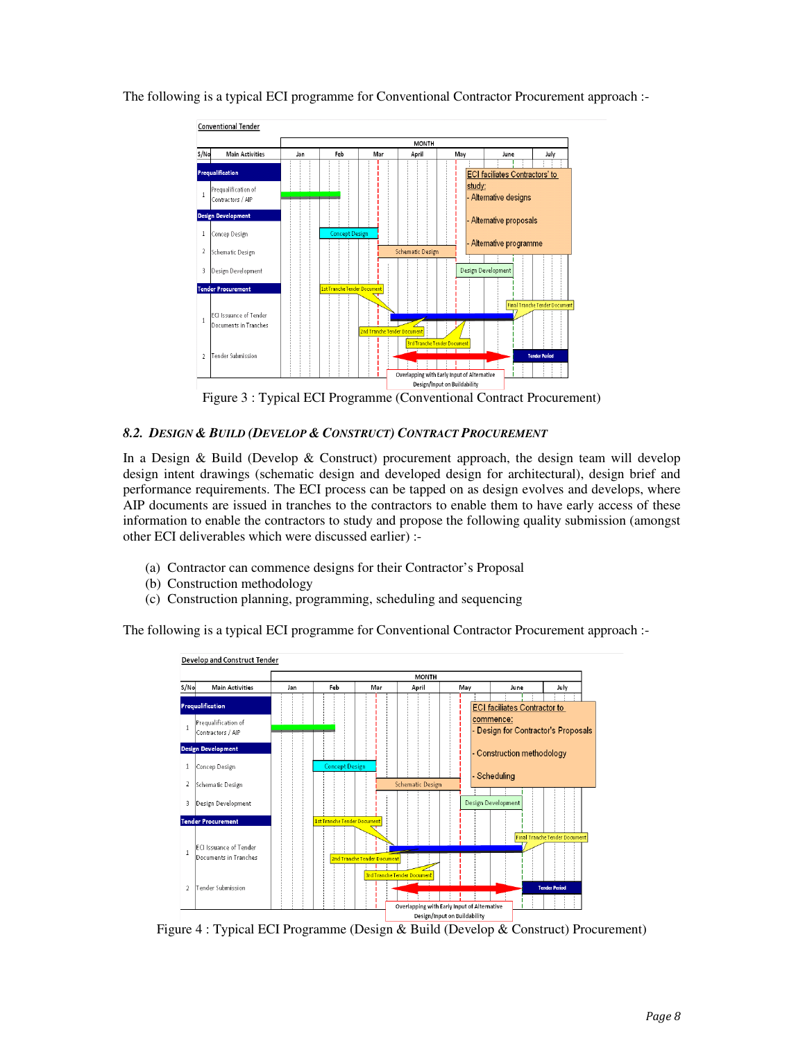The following is a typical ECI programme for Conventional Contractor Procurement approach :-

Figure 3 : Typical ECI Programme (Conventional Contract Procurement)

### 8.2. *DESIGN & BUILD (DEVELOP & CONSTRUCT) CONTRACT PROCUREMENT*

In a Design & Build (Develop & Construct) procurement approach, the design team will develop design intent drawings (schematic design and developed design for architectural), design brief and performance requirements. The ECI process can be tapped on as design evolves and develops, where AIP documents are issued in tranches to the contractors to enable them to have early access of these information to enable the contractors to study and propose the following quality submission (amongst other ECI deliverables which were discussed earlier) :-

(a) Contractor can commence designs for their Contractor's Proposal
(b) Construction methodology
(c) Construction planning, programming, scheduling and sequencing

The following is a typical ECI programme for Conventional Contractor Procurement approach :-

Figure 4 : Typical ECI Programme (Design & Build (Develop & Construct) Procurement)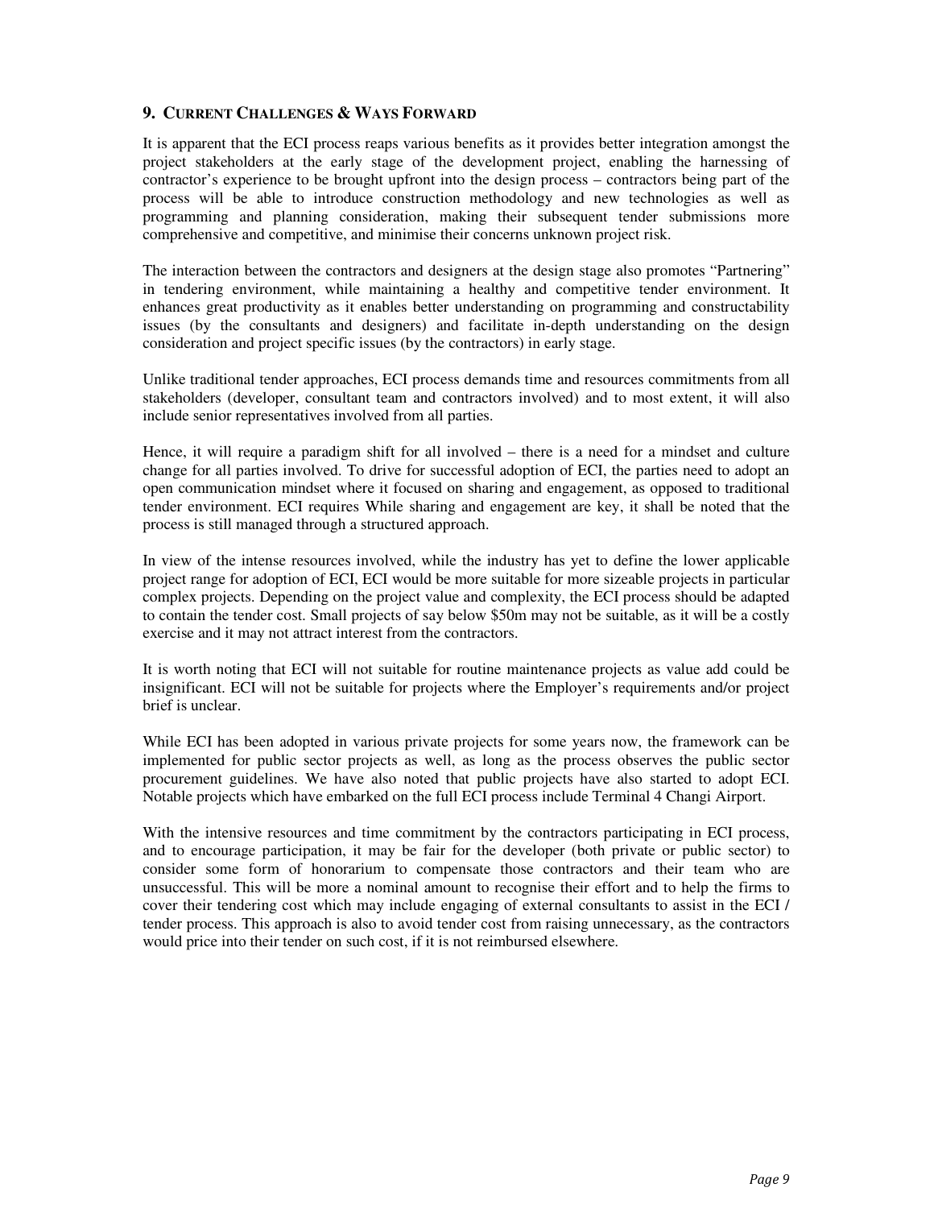## 9. Current Challenges & Ways Forward

It is apparent that the ECI process reaps various benefits as it provides better integration amongst the project stakeholders at the early stage of the development project, enabling the harnessing of contractor's experience to be brought upfront into the design process – contractors being part of the process will be able to introduce construction methodology and new technologies as well as programming and planning consideration, making their subsequent tender submissions more comprehensive and competitive, and minimise their concerns unknown project risk.

The interaction between the contractors and designers at the design stage also promotes "Partnering" in tendering environment, while maintaining a healthy and competitive tender environment. It enhances great productivity as it enables better understanding on programming and constructability issues (by the consultants and designers) and facilitate in-depth understanding on the design consideration and project specific issues (by the contractors) in early stage.

Unlike traditional tender approaches, ECI process demands time and resources commitments from all stakeholders (developer, consultant team and contractors involved) and to most extent, it will also include senior representatives involved from all parties.

Hence, it will require a paradigm shift for all involved – there is a need for a mindset and culture change for all parties involved. To drive for successful adoption of ECI, the parties need to adopt an open communication mindset where it focused on sharing and engagement, as opposed to traditional tender environment. ECI requires While sharing and engagement are key, it shall be noted that the process is still managed through a structured approach.

In view of the intense resources involved, while the industry has yet to define the lower applicable project range for adoption of ECI, ECI would be more suitable for more sizeable projects in particular complex projects. Depending on the project value and complexity, the ECI process should be adapted to contain the tender cost. Small projects of say below $50m may not be suitable, as it will be a costly exercise and it may not attract interest from the contractors.

It is worth noting that ECI will not suitable for routine maintenance projects as value add could be insignificant. ECI will not be suitable for projects where the Employer's requirements and/or project brief is unclear.

While ECI has been adopted in various private projects for some years now, the framework can be implemented for public sector projects as well, as long as the process observes the public sector procurement guidelines. We have also noted that public projects have also started to adopt ECI. Notable projects which have embarked on the full ECI process include Terminal 4 Changi Airport.

With the intensive resources and time commitment by the contractors participating in ECI process, and to encourage participation, it may be fair for the developer (both private or public sector) to consider some form of honorarium to compensate those contractors and their team who are unsuccessful. This will be more a nominal amount to recognise their effort and to help the firms to cover their tendering cost which may include engaging of external consultants to assist in the ECI / tender process. This approach is also to avoid tender cost from raising unnecessary, as the contractors would price into their tender on such cost, if it is not reimbursed elsewhere.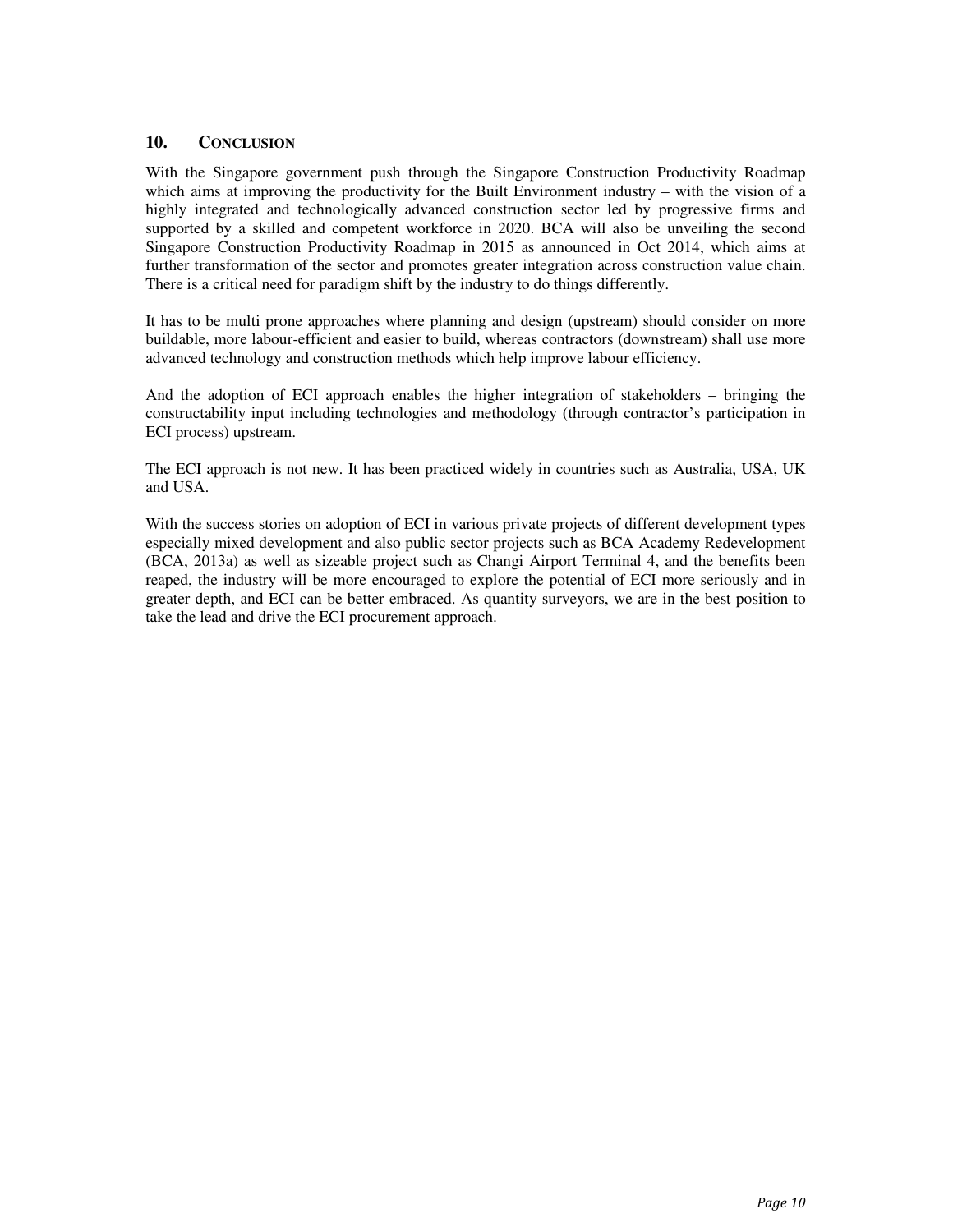## 10. CONCLUSION

With the Singapore government push through the Singapore Construction Productivity Roadmap which aims at improving the productivity for the Built Environment industry – with the vision of a highly integrated and technologically advanced construction sector led by progressive firms and supported by a skilled and competent workforce in 2020. BCA will also be unveiling the second Singapore Construction Productivity Roadmap in 2015 as announced in Oct 2014, which aims at further transformation of the sector and promotes greater integration across construction value chain. There is a critical need for paradigm shift by the industry to do things differently.

It has to be multi prone approaches where planning and design (upstream) should consider on more buildable, more labour-efficient and easier to build, whereas contractors (downstream) shall use more advanced technology and construction methods which help improve labour efficiency.

And the adoption of ECI approach enables the higher integration of stakeholders – bringing the constructability input including technologies and methodology (through contractor's participation in ECI process) upstream.

The ECI approach is not new. It has been practiced widely in countries such as Australia, USA, UK and USA.

With the success stories on adoption of ECI in various private projects of different development types especially mixed development and also public sector projects such as BCA Academy Redevelopment (BCA, 2013a) as well as sizeable project such as Changi Airport Terminal 4, and the benefits been reaped, the industry will be more encouraged to explore the potential of ECI more seriously and in greater depth, and ECI can be better embraced. As quantity surveyors, we are in the best position to take the lead and drive the ECI procurement approach.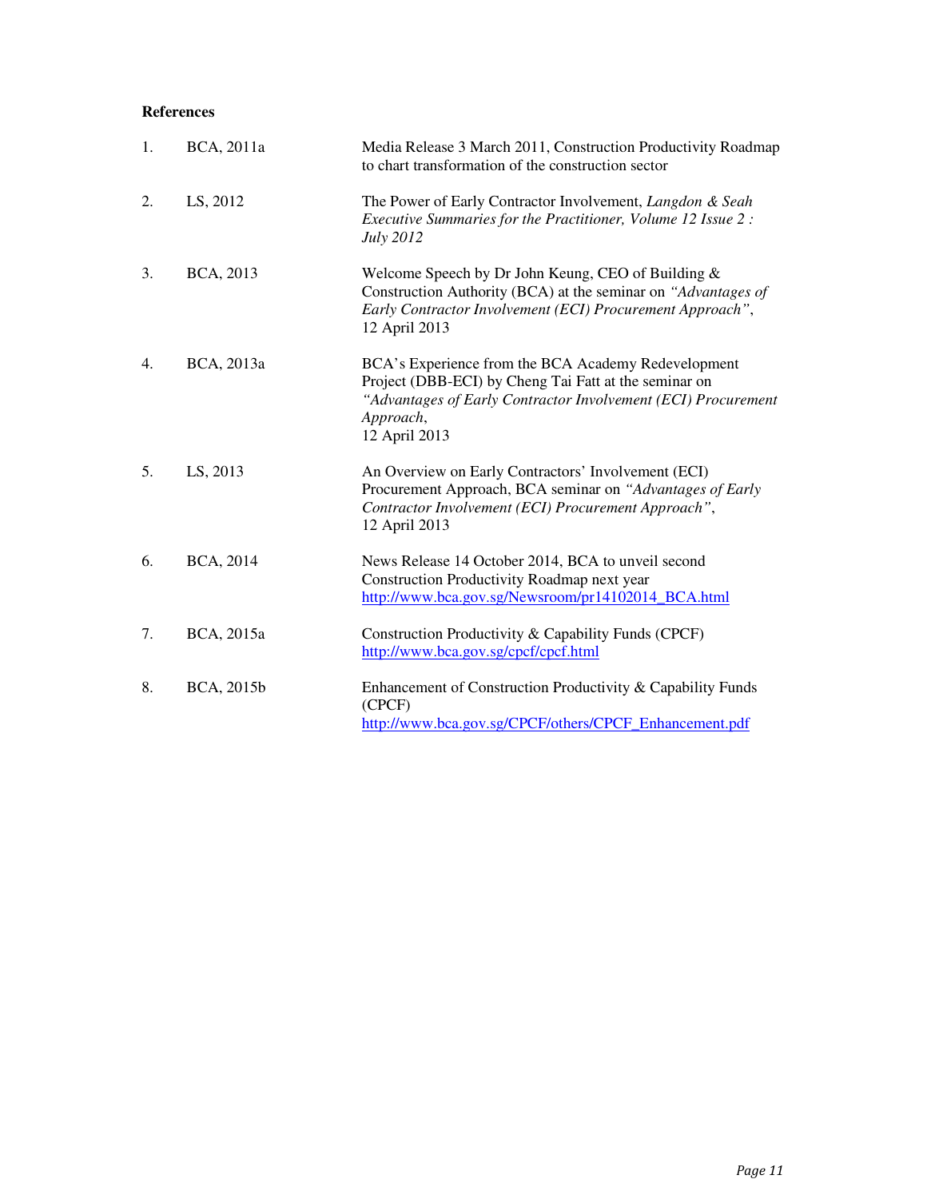**References**

| | | |
|---|---|---|
| 1. | BCA, 2011a | Media Release 3 March 2011, Construction Productivity Roadmap to chart transformation of the construction sector |
| 2. | LS, 2012 | The Power of Early Contractor Involvement, *Langdon & Seah Executive Summaries for the Practitioner, Volume 12 Issue 2 : July 2012* |
| 3. | BCA, 2013 | Welcome Speech by Dr John Keung, CEO of Building & Construction Authority (BCA) at the seminar on *"Advantages of Early Contractor Involvement (ECI) Procurement Approach"*, 12 April 2013 |
| 4. | BCA, 2013a | BCA's Experience from the BCA Academy Redevelopment Project (DBB-ECI) by Cheng Tai Fatt at the seminar on *"Advantages of Early Contractor Involvement (ECI) Procurement Approach*, 12 April 2013 |
| 5. | LS, 2013 | An Overview on Early Contractors' Involvement (ECI) Procurement Approach, BCA seminar on *"Advantages of Early Contractor Involvement (ECI) Procurement Approach"*, 12 April 2013 |
| 6. | BCA, 2014 | News Release 14 October 2014, BCA to unveil second Construction Productivity Roadmap next year http://www.bca.gov.sg/Newsroom/pr14102014_BCA.html |
| 7. | BCA, 2015a | Construction Productivity & Capability Funds (CPCF) http://www.bca.gov.sg/cpcf/cpcf.html |
| 8. | BCA, 2015b | Enhancement of Construction Productivity & Capability Funds (CPCF) http://www.bca.gov.sg/CPCF/others/CPCF_Enhancement.pdf |